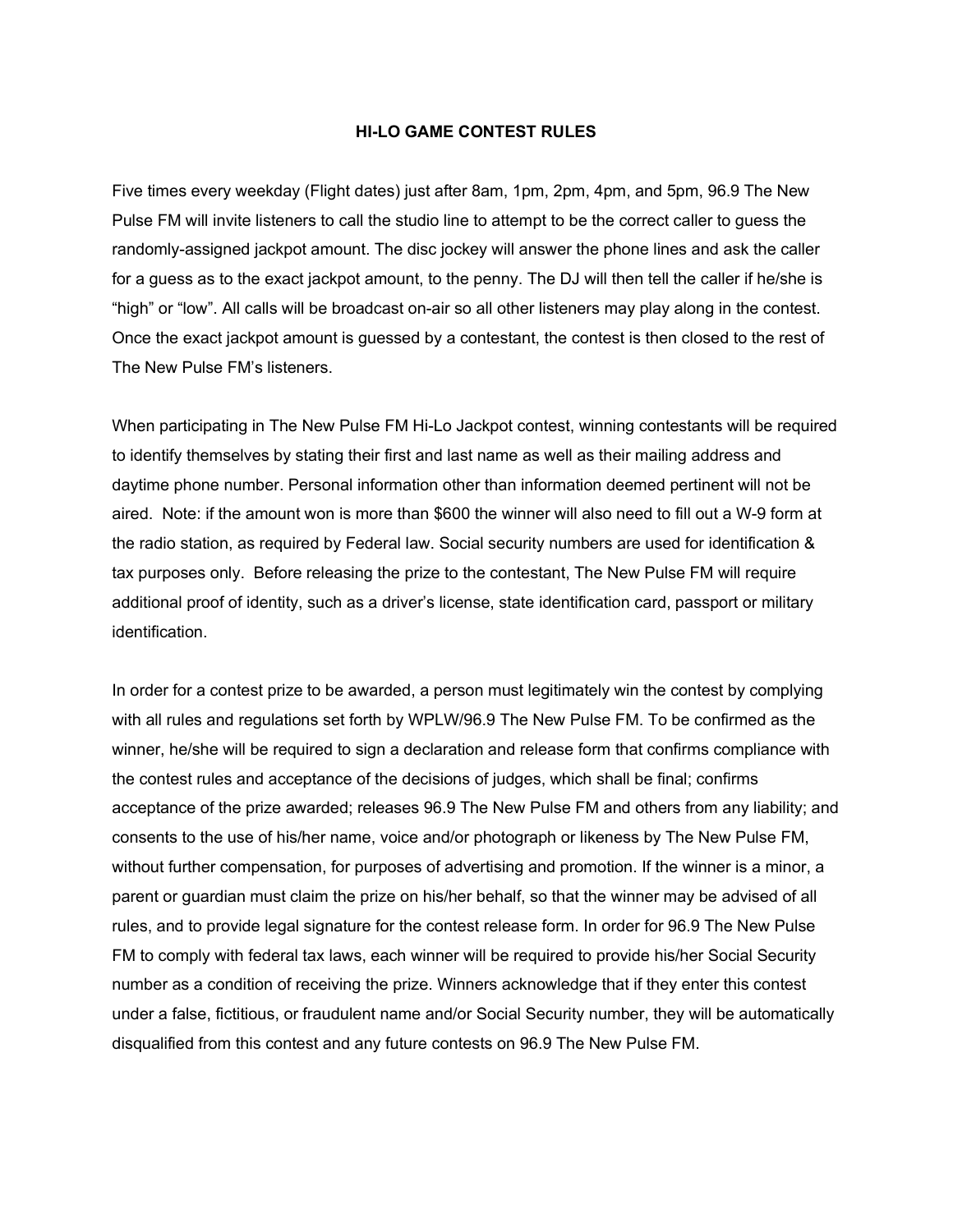# HI-LO GAME CONTEST RULES

Five times every weekday (Flight dates) just after 8am, 1pm, 2pm, 4pm, and 5pm, 96.9 The New Pulse FM will invite listeners to call the studio line to attempt to be the correct caller to guess the randomly-assigned jackpot amount. The disc jockey will answer the phone lines and ask the caller for a guess as to the exact jackpot amount, to the penny. The DJ will then tell the caller if he/she is "high" or "low". All calls will be broadcast on-air so all other listeners may play along in the contest. Once the exact jackpot amount is guessed by a contestant, the contest is then closed to the rest of The New Pulse FM's listeners.

When participating in The New Pulse FM Hi-Lo Jackpot contest, winning contestants will be required to identify themselves by stating their first and last name as well as their mailing address and daytime phone number. Personal information other than information deemed pertinent will not be aired. Note: if the amount won is more than $600 the winner will also need to fill out a W-9 form at the radio station, as required by Federal law. Social security numbers are used for identification & tax purposes only. Before releasing the prize to the contestant, The New Pulse FM will require additional proof of identity, such as a driver's license, state identification card, passport or military identification.

In order for a contest prize to be awarded, a person must legitimately win the contest by complying with all rules and regulations set forth by WPLW/96.9 The New Pulse FM. To be confirmed as the winner, he/she will be required to sign a declaration and release form that confirms compliance with the contest rules and acceptance of the decisions of judges, which shall be final; confirms acceptance of the prize awarded; releases 96.9 The New Pulse FM and others from any liability; and consents to the use of his/her name, voice and/or photograph or likeness by The New Pulse FM, without further compensation, for purposes of advertising and promotion. If the winner is a minor, a parent or guardian must claim the prize on his/her behalf, so that the winner may be advised of all rules, and to provide legal signature for the contest release form. In order for 96.9 The New Pulse FM to comply with federal tax laws, each winner will be required to provide his/her Social Security number as a condition of receiving the prize. Winners acknowledge that if they enter this contest under a false, fictitious, or fraudulent name and/or Social Security number, they will be automatically disqualified from this contest and any future contests on 96.9 The New Pulse FM.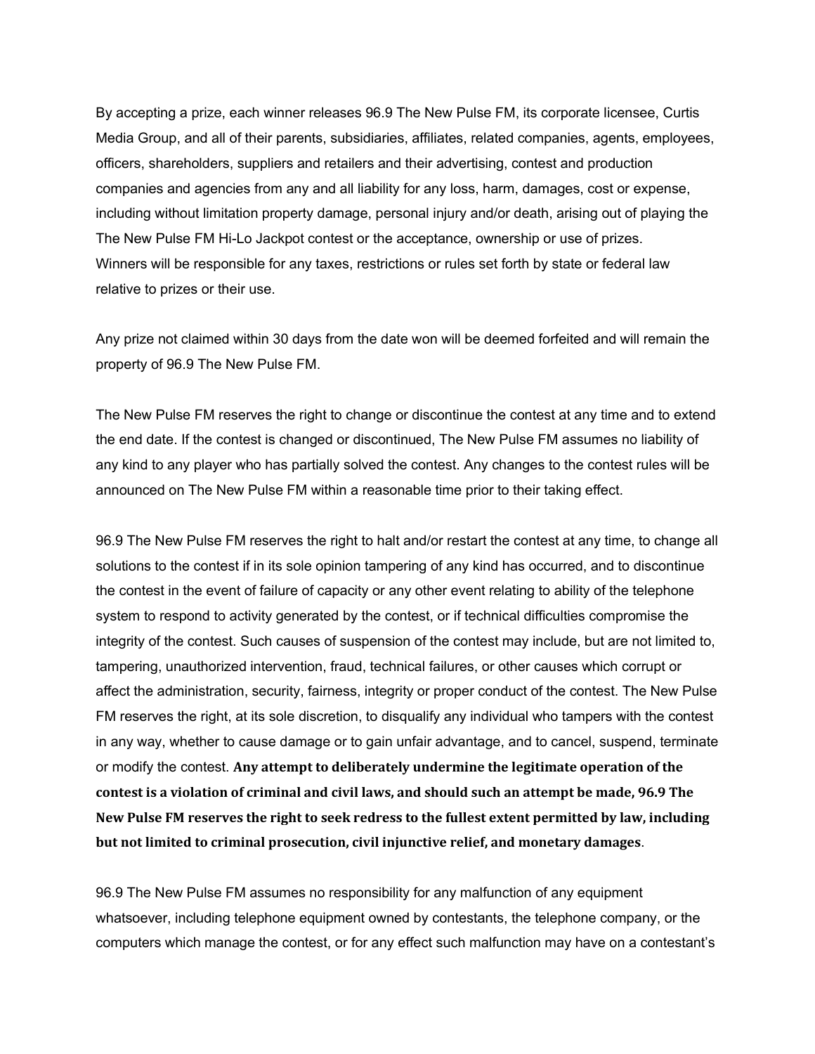By accepting a prize, each winner releases 96.9 The New Pulse FM, its corporate licensee, Curtis Media Group, and all of their parents, subsidiaries, affiliates, related companies, agents, employees, officers, shareholders, suppliers and retailers and their advertising, contest and production companies and agencies from any and all liability for any loss, harm, damages, cost or expense, including without limitation property damage, personal injury and/or death, arising out of playing the The New Pulse FM Hi-Lo Jackpot contest or the acceptance, ownership or use of prizes. Winners will be responsible for any taxes, restrictions or rules set forth by state or federal law relative to prizes or their use.

Any prize not claimed within 30 days from the date won will be deemed forfeited and will remain the property of 96.9 The New Pulse FM.

The New Pulse FM reserves the right to change or discontinue the contest at any time and to extend the end date. If the contest is changed or discontinued, The New Pulse FM assumes no liability of any kind to any player who has partially solved the contest. Any changes to the contest rules will be announced on The New Pulse FM within a reasonable time prior to their taking effect.

96.9 The New Pulse FM reserves the right to halt and/or restart the contest at any time, to change all solutions to the contest if in its sole opinion tampering of any kind has occurred, and to discontinue the contest in the event of failure of capacity or any other event relating to ability of the telephone system to respond to activity generated by the contest, or if technical difficulties compromise the integrity of the contest. Such causes of suspension of the contest may include, but are not limited to, tampering, unauthorized intervention, fraud, technical failures, or other causes which corrupt or affect the administration, security, fairness, integrity or proper conduct of the contest. The New Pulse FM reserves the right, at its sole discretion, to disqualify any individual who tampers with the contest in any way, whether to cause damage or to gain unfair advantage, and to cancel, suspend, terminate or modify the contest. **Any attempt to deliberately undermine the legitimate operation of the contest is a violation of criminal and civil laws, and should such an attempt be made, 96.9 The New Pulse FM reserves the right to seek redress to the fullest extent permitted by law, including but not limited to criminal prosecution, civil injunctive relief, and monetary damages**.

96.9 The New Pulse FM assumes no responsibility for any malfunction of any equipment whatsoever, including telephone equipment owned by contestants, the telephone company, or the computers which manage the contest, or for any effect such malfunction may have on a contestant's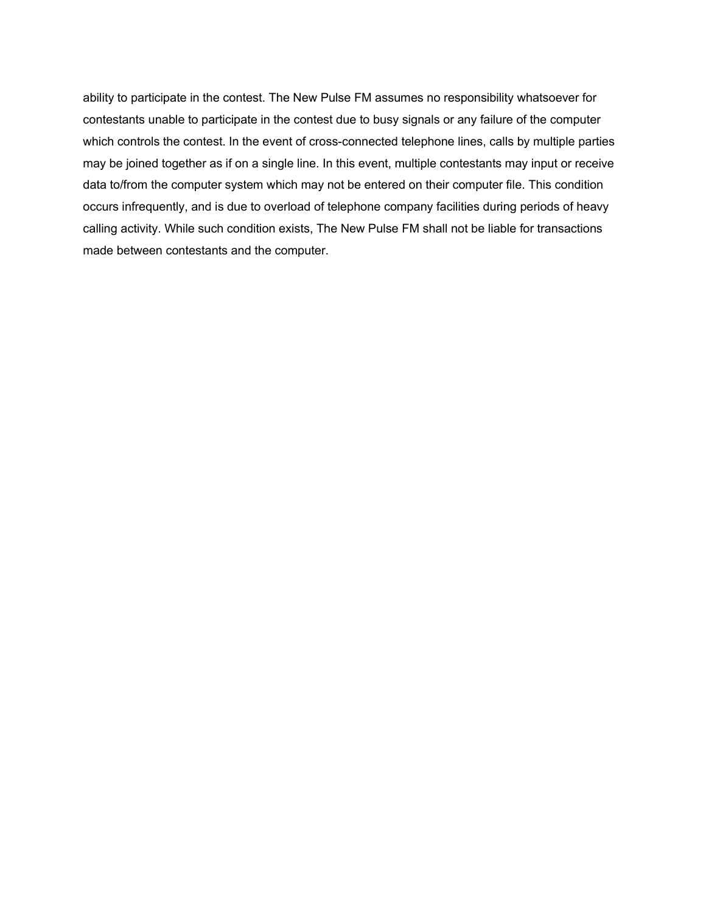ability to participate in the contest. The New Pulse FM assumes no responsibility whatsoever for contestants unable to participate in the contest due to busy signals or any failure of the computer which controls the contest. In the event of cross-connected telephone lines, calls by multiple parties may be joined together as if on a single line. In this event, multiple contestants may input or receive data to/from the computer system which may not be entered on their computer file. This condition occurs infrequently, and is due to overload of telephone company facilities during periods of heavy calling activity. While such condition exists, The New Pulse FM shall not be liable for transactions made between contestants and the computer.